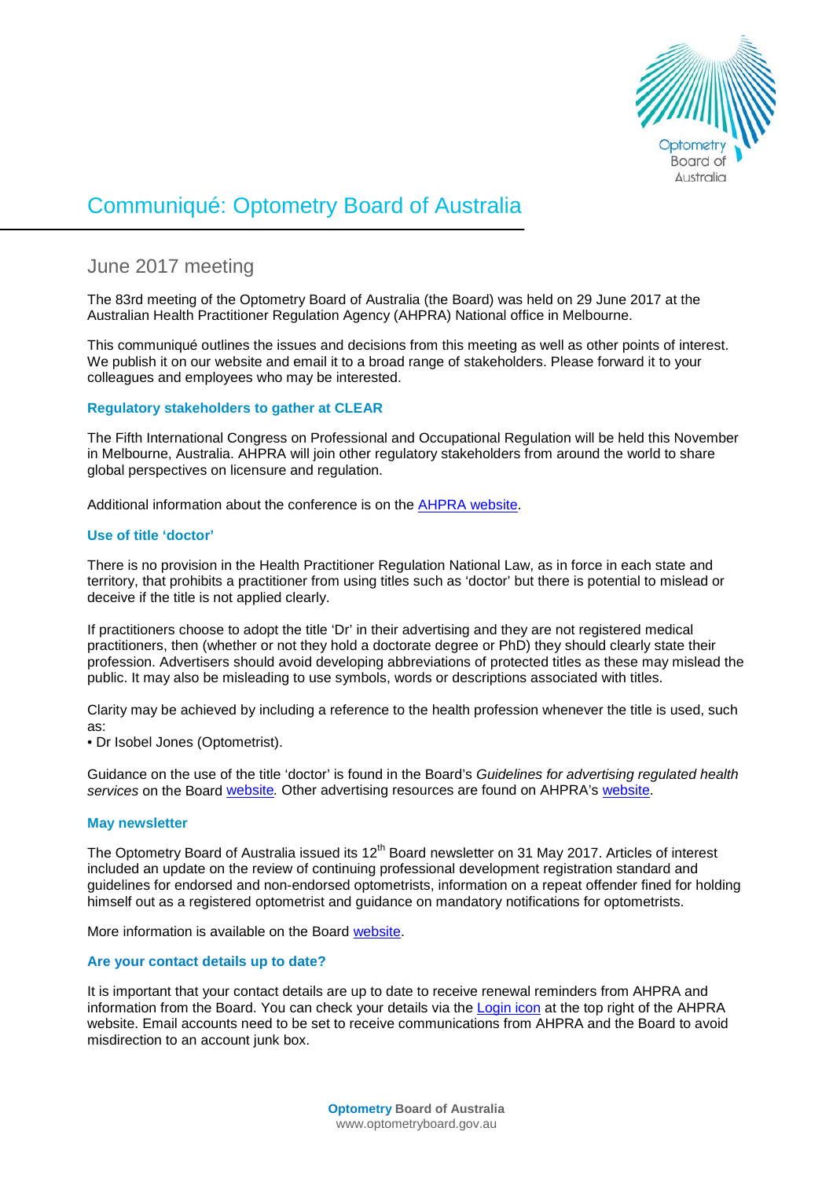# Communiqué: Optometry Board of Australia

## June 2017 meeting

The 83rd meeting of the Optometry Board of Australia (the Board) was held on 29 June 2017 at the Australian Health Practitioner Regulation Agency (AHPRA) National office in Melbourne.

This communiqué outlines the issues and decisions from this meeting as well as other points of interest. We publish it on our website and email it to a broad range of stakeholders. Please forward it to your colleagues and employees who may be interested.

### Regulatory stakeholders to gather at CLEAR

The Fifth International Congress on Professional and Occupational Regulation will be held this November in Melbourne, Australia. AHPRA will join other regulatory stakeholders from around the world to share global perspectives on licensure and regulation.

Additional information about the conference is on the AHPRA website.

### Use of title 'doctor'

There is no provision in the Health Practitioner Regulation National Law, as in force in each state and territory, that prohibits a practitioner from using titles such as 'doctor' but there is potential to mislead or deceive if the title is not applied clearly.

If practitioners choose to adopt the title 'Dr' in their advertising and they are not registered medical practitioners, then (whether or not they hold a doctorate degree or PhD) they should clearly state their profession. Advertisers should avoid developing abbreviations of protected titles as these may mislead the public. It may also be misleading to use symbols, words or descriptions associated with titles.

Clarity may be achieved by including a reference to the health profession whenever the title is used, such as:

- Dr Isobel Jones (Optometrist).

Guidance on the use of the title 'doctor' is found in the Board's *Guidelines for advertising regulated health services* on the Board website. Other advertising resources are found on AHPRA's website.

### May newsletter

The Optometry Board of Australia issued its 12th Board newsletter on 31 May 2017. Articles of interest included an update on the review of continuing professional development registration standard and guidelines for endorsed and non-endorsed optometrists, information on a repeat offender fined for holding himself out as a registered optometrist and guidance on mandatory notifications for optometrists.

More information is available on the Board website.

### Are your contact details up to date?

It is important that your contact details are up to date to receive renewal reminders from AHPRA and information from the Board. You can check your details via the Login icon at the top right of the AHPRA website. Email accounts need to be set to receive communications from AHPRA and the Board to avoid misdirection to an account junk box.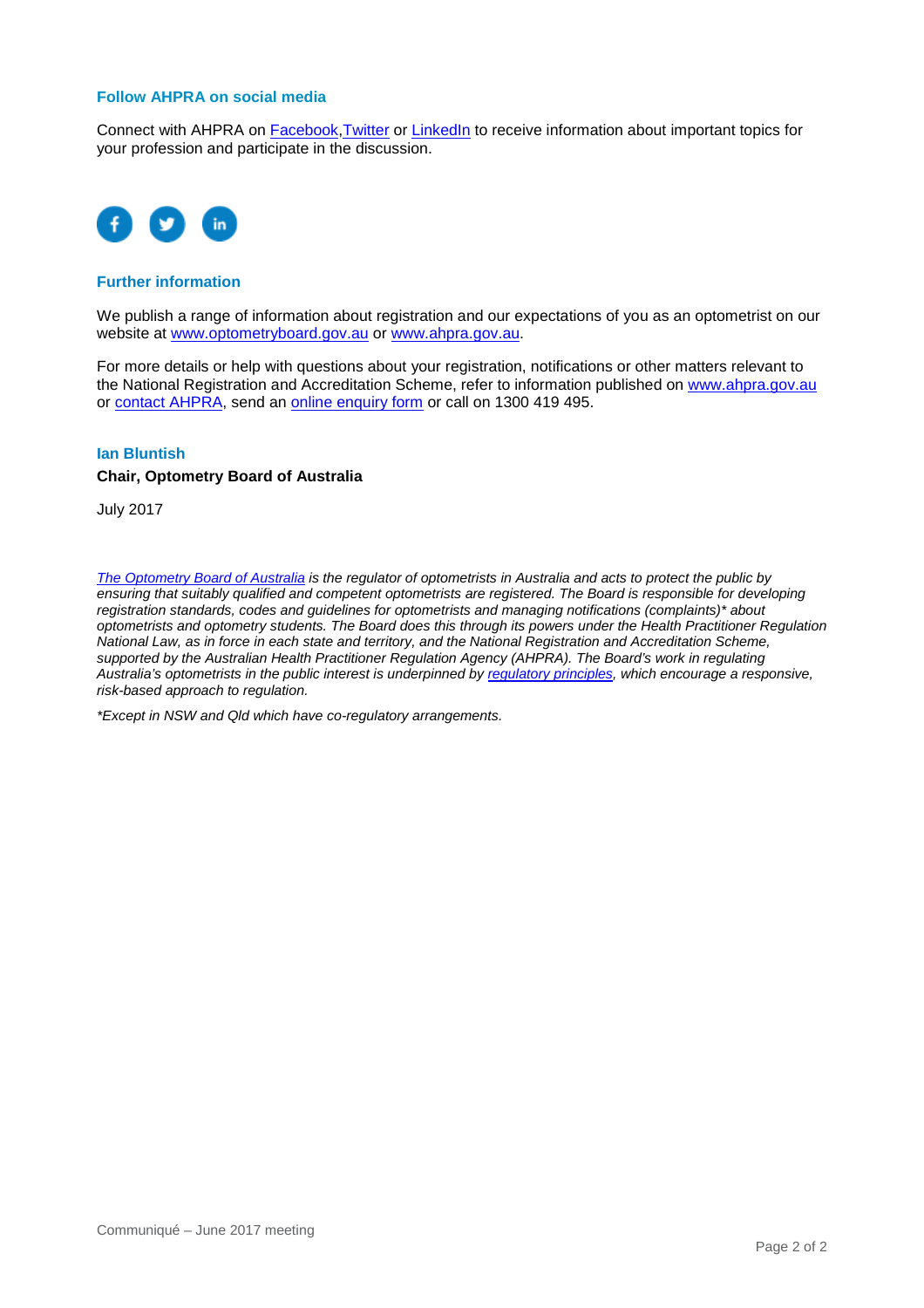## Follow AHPRA on social media

Connect with AHPRA on Facebook,Twitter or LinkedIn to receive information about important topics for your profession and participate in the discussion.

## Further information

We publish a range of information about registration and our expectations of you as an optometrist on our website at www.optometryboard.gov.au or www.ahpra.gov.au.

For more details or help with questions about your registration, notifications or other matters relevant to the National Registration and Accreditation Scheme, refer to information published on www.ahpra.gov.au or contact AHPRA, send an online enquiry form or call on 1300 419 495.

### Ian Bluntish

**Chair, Optometry Board of Australia**

July 2017

*The Optometry Board of Australia is the regulator of optometrists in Australia and acts to protect the public by ensuring that suitably qualified and competent optometrists are registered. The Board is responsible for developing registration standards, codes and guidelines for optometrists and managing notifications (complaints)\* about optometrists and optometry students. The Board does this through its powers under the Health Practitioner Regulation National Law, as in force in each state and territory, and the National Registration and Accreditation Scheme, supported by the Australian Health Practitioner Regulation Agency (AHPRA). The Board's work in regulating Australia's optometrists in the public interest is underpinned by regulatory principles, which encourage a responsive, risk-based approach to regulation.*

*\*Except in NSW and Qld which have co-regulatory arrangements.*